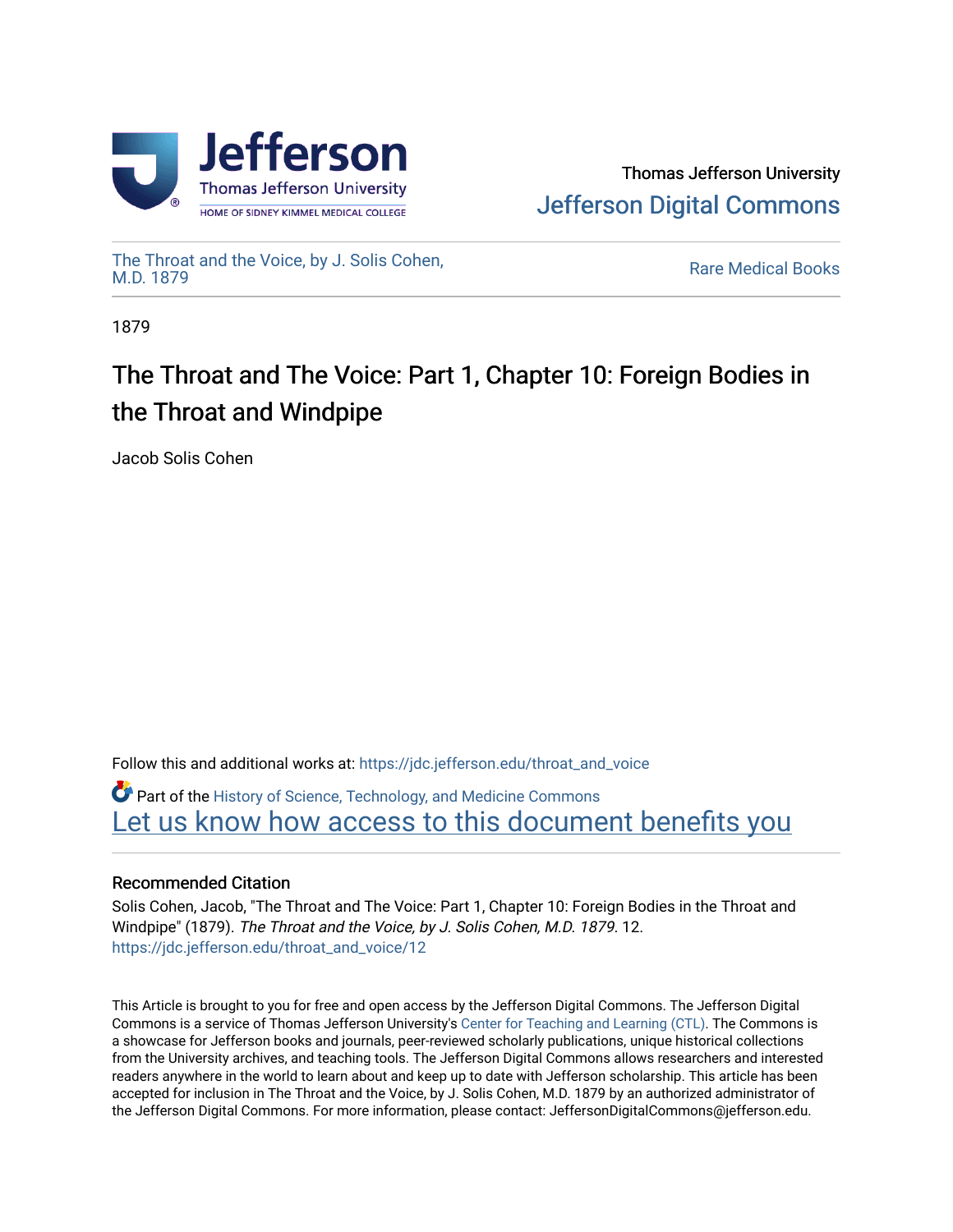Thomas Jefferson University
Jefferson Digital Commons

The Throat and the Voice, by J. Solis Cohen, M.D. 1879

Rare Medical Books

1879

# The Throat and The Voice: Part 1, Chapter 10: Foreign Bodies in the Throat and Windpipe

Jacob Solis Cohen

Follow this and additional works at: https://jdc.jefferson.edu/throat_and_voice

Part of the History of Science, Technology, and Medicine Commons

Let us know how access to this document benefits you

## Recommended Citation

Solis Cohen, Jacob, "The Throat and The Voice: Part 1, Chapter 10: Foreign Bodies in the Throat and Windpipe" (1879). *The Throat and the Voice, by J. Solis Cohen, M.D. 1879*. 12.
https://jdc.jefferson.edu/throat_and_voice/12

This Article is brought to you for free and open access by the Jefferson Digital Commons. The Jefferson Digital Commons is a service of Thomas Jefferson University's Center for Teaching and Learning (CTL). The Commons is a showcase for Jefferson books and journals, peer-reviewed scholarly publications, unique historical collections from the University archives, and teaching tools. The Jefferson Digital Commons allows researchers and interested readers anywhere in the world to learn about and keep up to date with Jefferson scholarship. This article has been accepted for inclusion in The Throat and the Voice, by J. Solis Cohen, M.D. 1879 by an authorized administrator of the Jefferson Digital Commons. For more information, please contact: JeffersonDigitalCommons@jefferson.edu.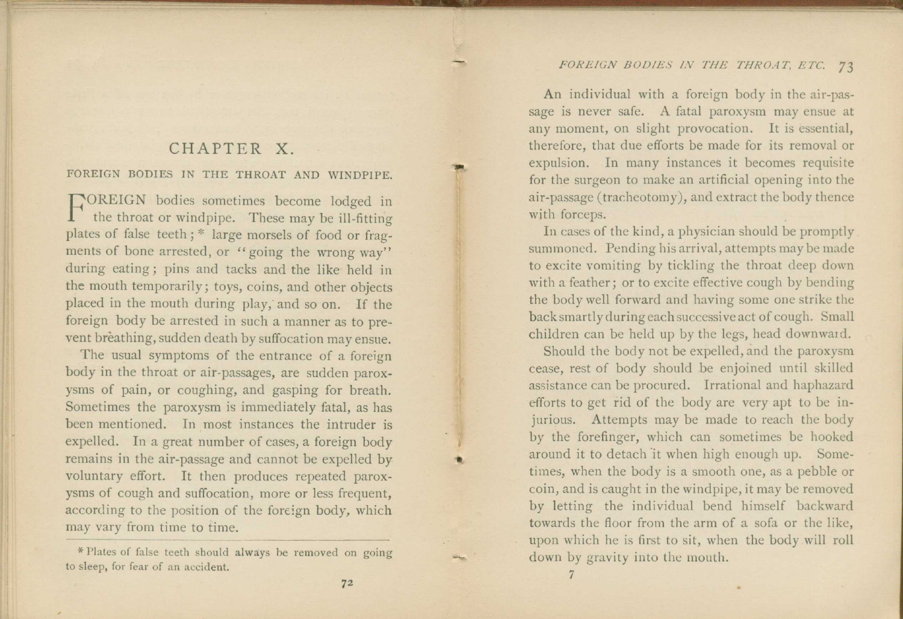## CHAPTER X.

### FOREIGN BODIES IN THE THROAT AND WINDPIPE.

FOREIGN bodies sometimes become lodged in the throat or windpipe. These may be ill-fitting plates of false teeth; * large morsels of food or fragments of bone arrested, or "going the wrong way" during eating; pins and tacks and the like held in the mouth temporarily; toys, coins, and other objects placed in the mouth during play, and so on. If the foreign body be arrested in such a manner as to prevent brĕathing, sudden death by suffocation may ensue.

The usual symptoms of the entrance of a foreign body in the throat or air-passages, are sudden paroxysms of pain, or coughing, and gasping for breath. Sometimes the paroxysm is immediately fatal, as has been mentioned. In most instances the intruder is expelled. In a great number of cases, a foreign body remains in the air-passage and cannot be expelled by voluntary effort. It then produces repeated paroxysms of cough and suffocation, more or less frequent, according to the position of the foreign body, which may vary from time to time.

* Plates of false teeth should always be removed on going to sleep, for fear of an accident.

An individual with a foreign body in the air-passage is never safe. A fatal paroxysm may ensue at any moment, on slight provocation. It is essential, therefore, that due efforts be made for its removal or expulsion. In many instances it becomes requisite for the surgeon to make an artificial opening into the air-passage (tracheotomy), and extract the body thence with forceps.

In cases of the kind, a physician should be promptly summoned. Pending his arrival, attempts may be made to excite vomiting by tickling the throat deep down with a feather; or to excite effective cough by bending the body well forward and having some one strike the back smartly during each successive act of cough. Small children can be held up by the legs, head downward.

Should the body not be expelled, and the paroxysm cease, rest of body should be enjoined until skilled assistance can be procured. Irrational and haphazard efforts to get rid of the body are very apt to be injurious. Attempts may be made to reach the body by the forefinger, which can sometimes be hooked around it to detach it when high enough up. Sometimes, when the body is a smooth one, as a pebble or coin, and is caught in the windpipe, it may be removed by letting the individual bend himself backward towards the floor from the arm of a sofa or the like, upon which he is first to sit, when the body will roll down by gravity into the mouth.